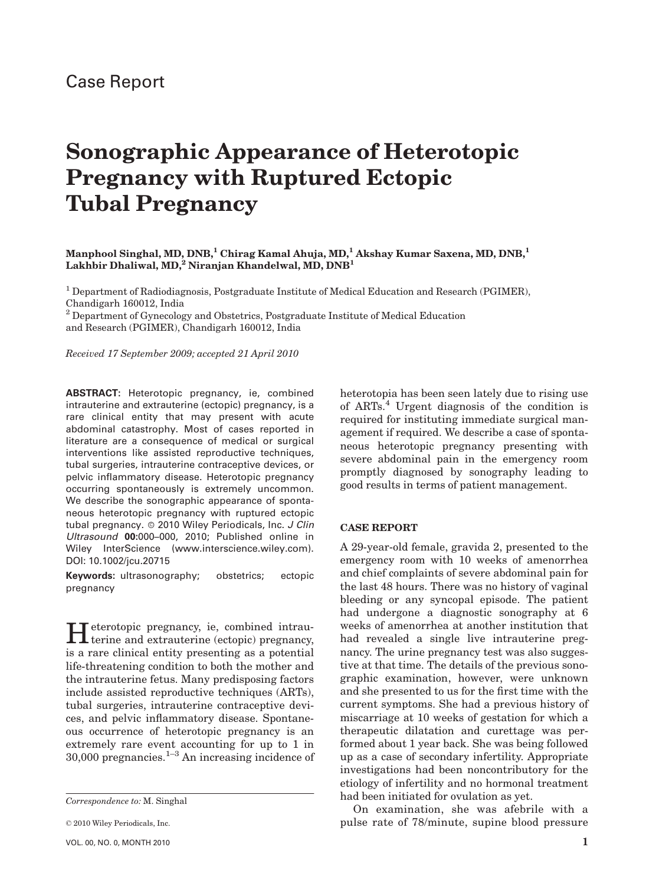Case Report

# Sonographic Appearance of Heterotopic Pregnancy with Ruptured Ectopic Tubal Pregnancy

**Manphool Singhal, MD, DNB,[1] Chirag Kamal Ahuja, MD,[1] Akshay Kumar Saxena, MD, DNB,[1] Lakhbir Dhaliwal, MD,[2] Niranjan Khandelwal, MD, DNB[1]**

[1] Department of Radiodiagnosis, Postgraduate Institute of Medical Education and Research (PGIMER), Chandigarh 160012, India
[2] Department of Gynecology and Obstetrics, Postgraduate Institute of Medical Education and Research (PGIMER), Chandigarh 160012, India

*Received 17 September 2009; accepted 21 April 2010*

**ABSTRACT:** Heterotopic pregnancy, ie, combined intrauterine and extrauterine (ectopic) pregnancy, is a rare clinical entity that may present with acute abdominal catastrophy. Most of cases reported in literature are a consequence of medical or surgical interventions like assisted reproductive techniques, tubal surgeries, intrauterine contraceptive devices, or pelvic inflammatory disease. Heterotopic pregnancy occurring spontaneously is extremely uncommon. We describe the sonographic appearance of spontaneous heterotopic pregnancy with ruptured ectopic tubal pregnancy. © 2010 Wiley Periodicals, Inc. *J Clin Ultrasound* **00**:000–000, 2010; Published online in Wiley InterScience (www.interscience.wiley.com). DOI: 10.1002/jcu.20715

**Keywords:** ultrasonography; obstetrics; ectopic pregnancy

Heterotopic pregnancy, ie, combined intrauterine and extrauterine (ectopic) pregnancy, is a rare clinical entity presenting as a potential life-threatening condition to both the mother and the intrauterine fetus. Many predisposing factors include assisted reproductive techniques (ARTs), tubal surgeries, intrauterine contraceptive devices, and pelvic inflammatory disease. Spontaneous occurrence of heterotopic pregnancy is an extremely rare event accounting for up to 1 in 30,000 pregnancies.[1–3] An increasing incidence of heterotopia has been seen lately due to rising use of ARTs.[4] Urgent diagnosis of the condition is required for instituting immediate surgical management if required. We describe a case of spontaneous heterotopic pregnancy presenting with severe abdominal pain in the emergency room promptly diagnosed by sonography leading to good results in terms of patient management.

*Correspondence to:* M. Singhal

© 2010 Wiley Periodicals, Inc.

## CASE REPORT

A 29-year-old female, gravida 2, presented to the emergency room with 10 weeks of amenorrhea and chief complaints of severe abdominal pain for the last 48 hours. There was no history of vaginal bleeding or any syncopal episode. The patient had undergone a diagnostic sonography at 6 weeks of amenorrhea at another institution that had revealed a single live intrauterine pregnancy. The urine pregnancy test was also suggestive at that time. The details of the previous sonographic examination, however, were unknown and she presented to us for the first time with the current symptoms. She had a previous history of miscarriage at 10 weeks of gestation for which a therapeutic dilatation and curettage was performed about 1 year back. She was being followed up as a case of secondary infertility. Appropriate investigations had been noncontributory for the etiology of infertility and no hormonal treatment had been initiated for ovulation as yet.

On examination, she was afebrile with a pulse rate of 78/minute, supine blood pressure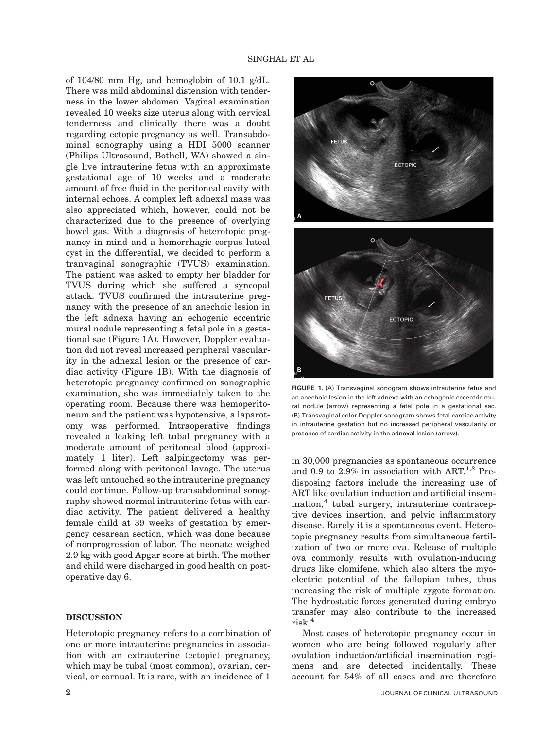of 104/80 mm Hg, and hemoglobin of 10.1 g/dL. There was mild abdominal distension with tenderness in the lower abdomen. Vaginal examination revealed 10 weeks size uterus along with cervical tenderness and clinically there was a doubt regarding ectopic pregnancy as well. Transabdominal sonography using a HDI 5000 scanner (Philips Ultrasound, Bothell, WA) showed a single live intrauterine fetus with an approximate gestational age of 10 weeks and a moderate amount of free fluid in the peritoneal cavity with internal echoes. A complex left adnexal mass was also appreciated which, however, could not be characterized due to the presence of overlying bowel gas. With a diagnosis of heterotopic pregnancy in mind and a hemorrhagic corpus luteal cyst in the differential, we decided to perform a tranvaginal sonographic (TVUS) examination. The patient was asked to empty her bladder for TVUS during which she suffered a syncopal attack. TVUS confirmed the intrauterine pregnancy with the presence of an anechoic lesion in the left adnexa having an echogenic eccentric mural nodule representing a fetal pole in a gestational sac (Figure 1A). However, Doppler evaluation did not reveal increased peripheral vascularity in the adnexal lesion or the presence of cardiac activity (Figure 1B). With the diagnosis of heterotopic pregnancy confirmed on sonographic examination, she was immediately taken to the operating room. Because there was hemoperitoneum and the patient was hypotensive, a laparotomy was performed. Intraoperative findings revealed a leaking left tubal pregnancy with a moderate amount of peritoneal blood (approximately 1 liter). Left salpingectomy was performed along with peritoneal lavage. The uterus was left untouched so the intrauterine pregnancy could continue. Follow-up transabdominal sonography showed normal intrauterine fetus with cardiac activity. The patient delivered a healthy female child at 39 weeks of gestation by emergency cesarean section, which was done because of nonprogression of labor. The neonate weighed 2.9 kg with good Apgar score at birth. The mother and child were discharged in good health on postoperative day 6.

**FIGURE 1.** (A) Transvaginal sonogram shows intrauterine fetus and an anechoic lesion in the left adnexa with an echogenic eccentric mural nodule (arrow) representing a fetal pole in a gestational sac. (B) Transvaginal color Doppler sonogram shows fetal cardiac activity in intrauterine gestation but no increased peripheral vascularity or presence of cardiac activity in the adnexal lesion (arrow).

## DISCUSSION

Heterotopic pregnancy refers to a combination of one or more intrauterine pregnancies in association with an extrauterine (ectopic) pregnancy, which may be tubal (most common), ovarian, cervical, or cornual. It is rare, with an incidence of 1 in 30,000 pregnancies as spontaneous occurrence and 0.9 to 2.9% in association with ART.[1,3] Predisposing factors include the increasing use of ART like ovulation induction and artificial insemination,[4] tubal surgery, intrauterine contraceptive devices insertion, and pelvic inflammatory disease. Rarely it is a spontaneous event. Heterotopic pregnancy results from simultaneous fertilization of two or more ova. Release of multiple ova commonly results with ovulation-inducing drugs like clomifene, which also alters the myoelectric potential of the fallopian tubes, thus increasing the risk of multiple zygote formation. The hydrostatic forces generated during embryo transfer may also contribute to the increased risk.[4]

Most cases of heterotopic pregnancy occur in women who are being followed regularly after ovulation induction/artificial insemination regimens and are detected incidentally. These account for 54% of all cases and are therefore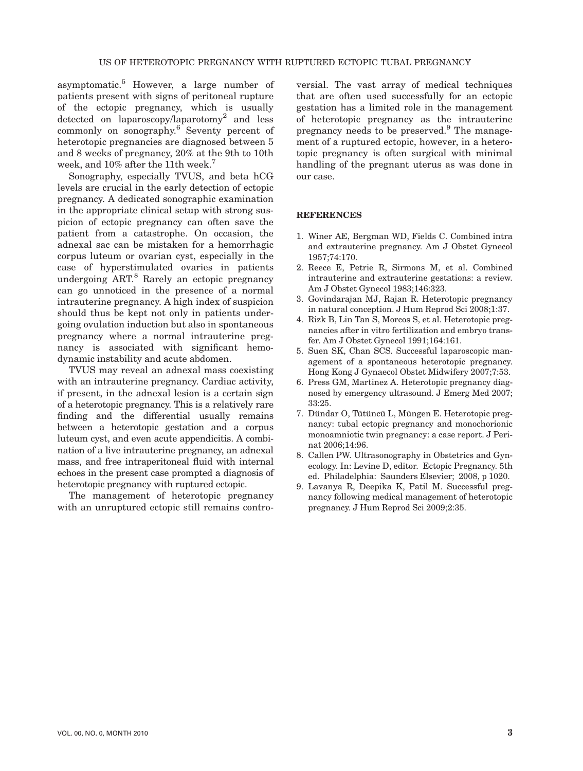asymptomatic.[5] However, a large number of patients present with signs of peritoneal rupture of the ectopic pregnancy, which is usually detected on laparoscopy/laparotomy[2] and less commonly on sonography.[6] Seventy percent of heterotopic pregnancies are diagnosed between 5 and 8 weeks of pregnancy, 20% at the 9th to 10th week, and 10% after the 11th week.[7]

Sonography, especially TVUS, and beta hCG levels are crucial in the early detection of ectopic pregnancy. A dedicated sonographic examination in the appropriate clinical setup with strong suspicion of ectopic pregnancy can often save the patient from a catastrophe. On occasion, the adnexal sac can be mistaken for a hemorrhagic corpus luteum or ovarian cyst, especially in the case of hyperstimulated ovaries in patients undergoing ART.[8] Rarely an ectopic pregnancy can go unnoticed in the presence of a normal intrauterine pregnancy. A high index of suspicion should thus be kept not only in patients undergoing ovulation induction but also in spontaneous pregnancy where a normal intrauterine pregnancy is associated with significant hemodynamic instability and acute abdomen.

TVUS may reveal an adnexal mass coexisting with an intrauterine pregnancy. Cardiac activity, if present, in the adnexal lesion is a certain sign of a heterotopic pregnancy. This is a relatively rare finding and the differential usually remains between a heterotopic gestation and a corpus luteum cyst, and even acute appendicitis. A combination of a live intrauterine pregnancy, an adnexal mass, and free intraperitoneal fluid with internal echoes in the present case prompted a diagnosis of heterotopic pregnancy with ruptured ectopic.

The management of heterotopic pregnancy with an unruptured ectopic still remains controversial. The vast array of medical techniques that are often used successfully for an ectopic gestation has a limited role in the management of heterotopic pregnancy as the intrauterine pregnancy needs to be preserved.[9] The management of a ruptured ectopic, however, in a heterotopic pregnancy is often surgical with minimal handling of the pregnant uterus as was done in our case.

## REFERENCES

1. Winer AE, Bergman WD, Fields C. Combined intra and extrauterine pregnancy. Am J Obstet Gynecol 1957;74:170.
2. Reece E, Petrie R, Sirmons M, et al. Combined intrauterine and extrauterine gestations: a review. Am J Obstet Gynecol 1983;146:323.
3. Govindarajan MJ, Rajan R. Heterotopic pregnancy in natural conception. J Hum Reprod Sci 2008;1:37.
4. Rizk B, Lin Tan S, Morcos S, et al. Heterotopic pregnancies after in vitro fertilization and embryo transfer. Am J Obstet Gynecol 1991;164:161.
5. Suen SK, Chan SCS. Successful laparoscopic management of a spontaneous heterotopic pregnancy. Hong Kong J Gynaecol Obstet Midwifery 2007;7:53.
6. Press GM, Martinez A. Heterotopic pregnancy diagnosed by emergency ultrasound. J Emerg Med 2007; 33:25.
7. Dündar O, Tütüncü L, Müngen E. Heterotopic pregnancy: tubal ectopic pregnancy and monochorionic monoamniotic twin pregnancy: a case report. J Perinat 2006;14:96.
8. Callen PW. Ultrasonography in Obstetrics and Gynecology. In: Levine D, editor. Ectopic Pregnancy. 5th ed. Philadelphia: Saunders Elsevier; 2008, p 1020.
9. Lavanya R, Deepika K, Patil M. Successful pregnancy following medical management of heterotopic pregnancy. J Hum Reprod Sci 2009;2:35.